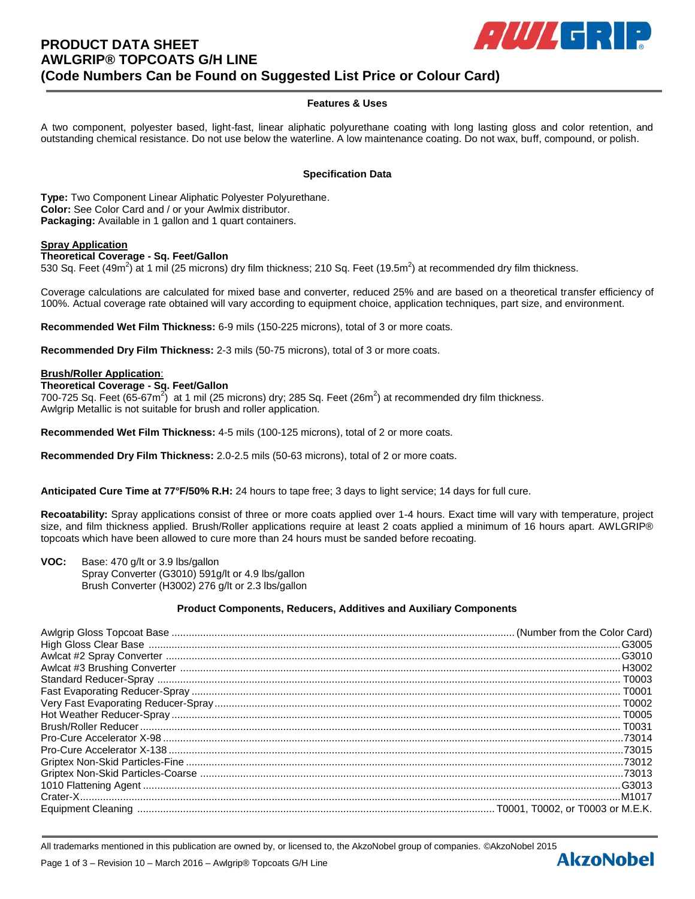# PRODUCT DATA SHEET
# AWLGRIP® TOPCOATS G/H LINE
# (Code Numbers Can be Found on Suggested List Price or Colour Card)

## Features & Uses

A two component, polyester based, light-fast, linear aliphatic polyurethane coating with long lasting gloss and color retention, and outstanding chemical resistance. Do not use below the waterline. A low maintenance coating. Do not wax, buff, compound, or polish.

## Specification Data

**Type:** Two Component Linear Aliphatic Polyester Polyurethane.
**Color:** See Color Card and / or your Awlmix distributor.
**Packaging:** Available in 1 gallon and 1 quart containers.

### Spray Application

**Theoretical Coverage - Sq. Feet/Gallon**
530 Sq. Feet (49m$^2$) at 1 mil (25 microns) dry film thickness; 210 Sq. Feet (19.5m$^2$) at recommended dry film thickness.

Coverage calculations are calculated for mixed base and converter, reduced 25% and are based on a theoretical transfer efficiency of 100%. Actual coverage rate obtained will vary according to equipment choice, application techniques, part size, and environment.

**Recommended Wet Film Thickness:** 6-9 mils (150-225 microns), total of 3 or more coats.

**Recommended Dry Film Thickness:** 2-3 mils (50-75 microns), total of 3 or more coats.

### Brush/Roller Application:

**Theoretical Coverage - Sq. Feet/Gallon**
700-725 Sq. Feet (65-67m$^2$) at 1 mil (25 microns) dry; 285 Sq. Feet (26m$^2$) at recommended dry film thickness.
Awlgrip Metallic is not suitable for brush and roller application.

**Recommended Wet Film Thickness:** 4-5 mils (100-125 microns), total of 2 or more coats.

**Recommended Dry Film Thickness:** 2.0-2.5 mils (50-63 microns), total of 2 or more coats.

**Anticipated Cure Time at 77°F/50% R.H:** 24 hours to tape free; 3 days to light service; 14 days for full cure.

**Recoatability:** Spray applications consist of three or more coats applied over 1-4 hours. Exact time will vary with temperature, project size, and film thickness applied. Brush/Roller applications require at least 2 coats applied a minimum of 16 hours apart. AWLGRIP® topcoats which have been allowed to cure more than 24 hours must be sanded before recoating.

**VOC:** Base: 470 g/lt or 3.9 lbs/gallon
Spray Converter (G3010) 591g/lt or 4.9 lbs/gallon
Brush Converter (H3002) 276 g/lt or 2.3 lbs/gallon

## Product Components, Reducers, Additives and Auxiliary Components

| Component | Code |
|---|---|
| Awlgrip Gloss Topcoat Base | (Number from the Color Card) |
| High Gloss Clear Base | G3005 |
| Awlcat #2 Spray Converter | G3010 |
| Awlcat #3 Brushing Converter | H3002 |
| Standard Reducer-Spray | T0003 |
| Fast Evaporating Reducer-Spray | T0001 |
| Very Fast Evaporating Reducer-Spray | T0002 |
| Hot Weather Reducer-Spray | T0005 |
| Brush/Roller Reducer | T0031 |
| Pro-Cure Accelerator X-98 | 73014 |
| Pro-Cure Accelerator X-138 | 73015 |
| Griptex Non-Skid Particles-Fine | 73012 |
| Griptex Non-Skid Particles-Coarse | 73013 |
| 1010 Flattening Agent | G3013 |
| Crater-X | M1017 |
| Equipment Cleaning | T0001, T0002, or T0003 or M.E.K. |

All trademarks mentioned in this publication are owned by, or licensed to, the AkzoNobel group of companies. ©AkzoNobel 2015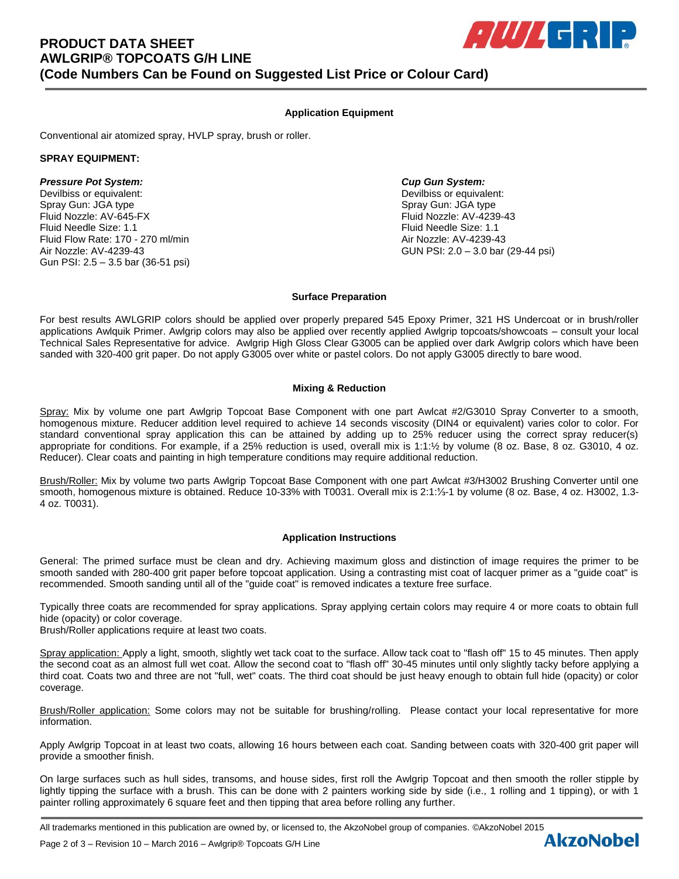## Application Equipment

Conventional air atomized spray, HVLP spray, brush or roller.

**SPRAY EQUIPMENT:**

***Pressure Pot System:***
Devilbiss or equivalent:
Spray Gun: JGA type
Fluid Nozzle: AV-645-FX
Fluid Needle Size: 1.1
Fluid Flow Rate: 170 - 270 ml/min
Air Nozzle: AV-4239-43
Gun PSI: 2.5 – 3.5 bar (36-51 psi)

***Cup Gun System:***
Devilbiss or equivalent:
Spray Gun: JGA type
Fluid Nozzle: AV-4239-43
Fluid Needle Size: 1.1
Air Nozzle: AV-4239-43
GUN PSI: 2.0 – 3.0 bar (29-44 psi)

## Surface Preparation

For best results AWLGRIP colors should be applied over properly prepared 545 Epoxy Primer, 321 HS Undercoat or in brush/roller applications Awlquik Primer. Awlgrip colors may also be applied over recently applied Awlgrip topcoats/showcoats – consult your local Technical Sales Representative for advice. Awlgrip High Gloss Clear G3005 can be applied over dark Awlgrip colors which have been sanded with 320-400 grit paper. Do not apply G3005 over white or pastel colors. Do not apply G3005 directly to bare wood.

## Mixing & Reduction

Spray: Mix by volume one part Awlgrip Topcoat Base Component with one part Awlcat #2/G3010 Spray Converter to a smooth, homogenous mixture. Reducer addition level required to achieve 14 seconds viscosity (DIN4 or equivalent) varies color to color. For standard conventional spray application this can be attained by adding up to 25% reducer using the correct spray reducer(s) appropriate for conditions. For example, if a 25% reduction is used, overall mix is 1:1:½ by volume (8 oz. Base, 8 oz. G3010, 4 oz. Reducer). Clear coats and painting in high temperature conditions may require additional reduction.

Brush/Roller: Mix by volume two parts Awlgrip Topcoat Base Component with one part Awlcat #3/H3002 Brushing Converter until one smooth, homogenous mixture is obtained. Reduce 10-33% with T0031. Overall mix is 2:1:⅓-1 by volume (8 oz. Base, 4 oz. H3002, 1.3-4 oz. T0031).

## Application Instructions

General: The primed surface must be clean and dry. Achieving maximum gloss and distinction of image requires the primer to be smooth sanded with 280-400 grit paper before topcoat application. Using a contrasting mist coat of lacquer primer as a "guide coat" is recommended. Smooth sanding until all of the "guide coat" is removed indicates a texture free surface.

Typically three coats are recommended for spray applications. Spray applying certain colors may require 4 or more coats to obtain full hide (opacity) or color coverage.
Brush/Roller applications require at least two coats.

Spray application: Apply a light, smooth, slightly wet tack coat to the surface. Allow tack coat to "flash off" 15 to 45 minutes. Then apply the second coat as an almost full wet coat. Allow the second coat to "flash off" 30-45 minutes until only slightly tacky before applying a third coat. Coats two and three are not "full, wet" coats. The third coat should be just heavy enough to obtain full hide (opacity) or color coverage.

Brush/Roller application: Some colors may not be suitable for brushing/rolling. Please contact your local representative for more information.

Apply Awlgrip Topcoat in at least two coats, allowing 16 hours between each coat. Sanding between coats with 320-400 grit paper will provide a smoother finish.

On large surfaces such as hull sides, transoms, and house sides, first roll the Awlgrip Topcoat and then smooth the roller stipple by lightly tipping the surface with a brush. This can be done with 2 painters working side by side (i.e., 1 rolling and 1 tipping), or with 1 painter rolling approximately 6 square feet and then tipping that area before rolling any further.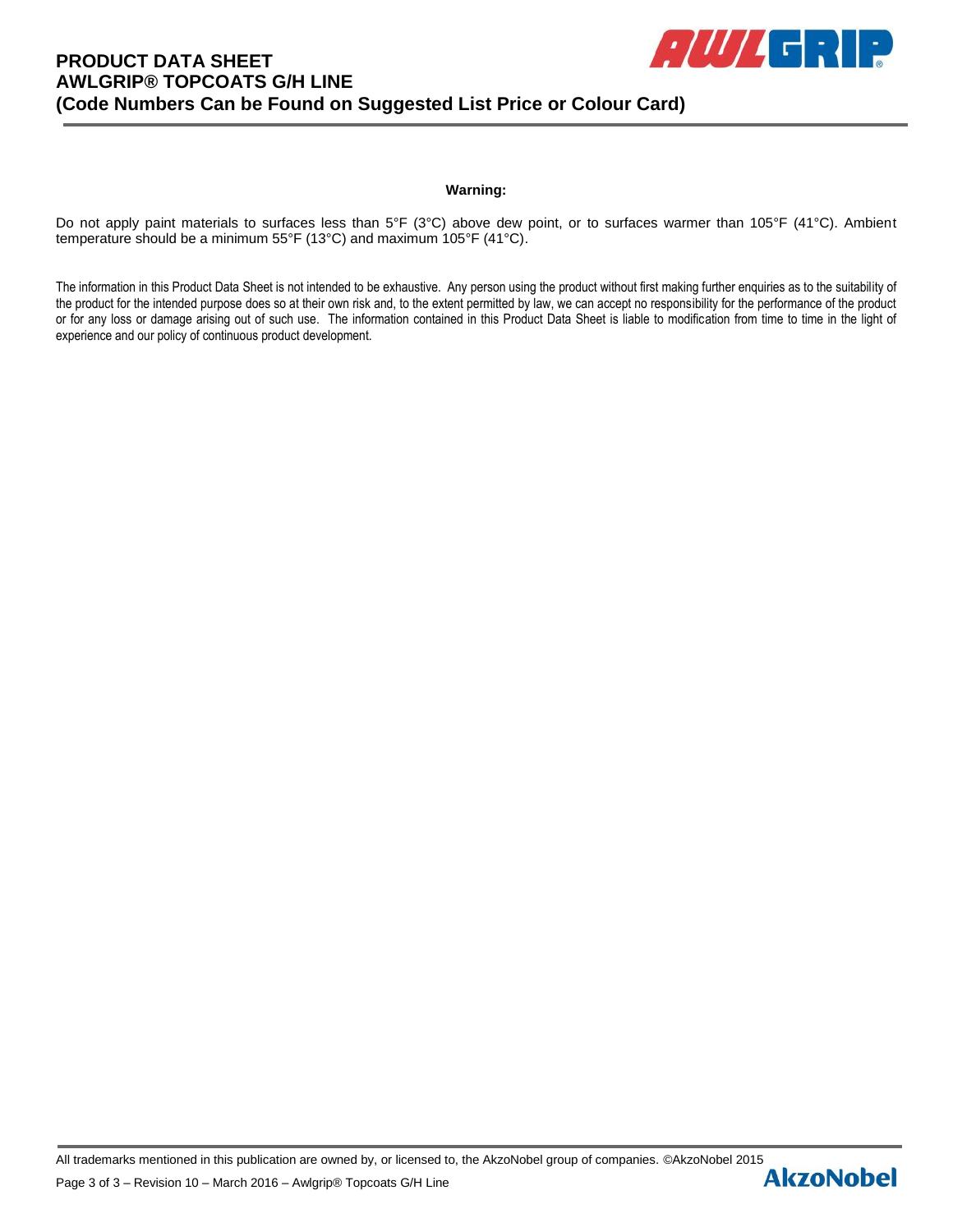**Warning:**

Do not apply paint materials to surfaces less than 5°F (3°C) above dew point, or to surfaces warmer than 105°F (41°C). Ambient temperature should be a minimum 55°F (13°C) and maximum 105°F (41°C).

The information in this Product Data Sheet is not intended to be exhaustive. Any person using the product without first making further enquiries as to the suitability of the product for the intended purpose does so at their own risk and, to the extent permitted by law, we can accept no responsibility for the performance of the product or for any loss or damage arising out of such use. The information contained in this Product Data Sheet is liable to modification from time to time in the light of experience and our policy of continuous product development.